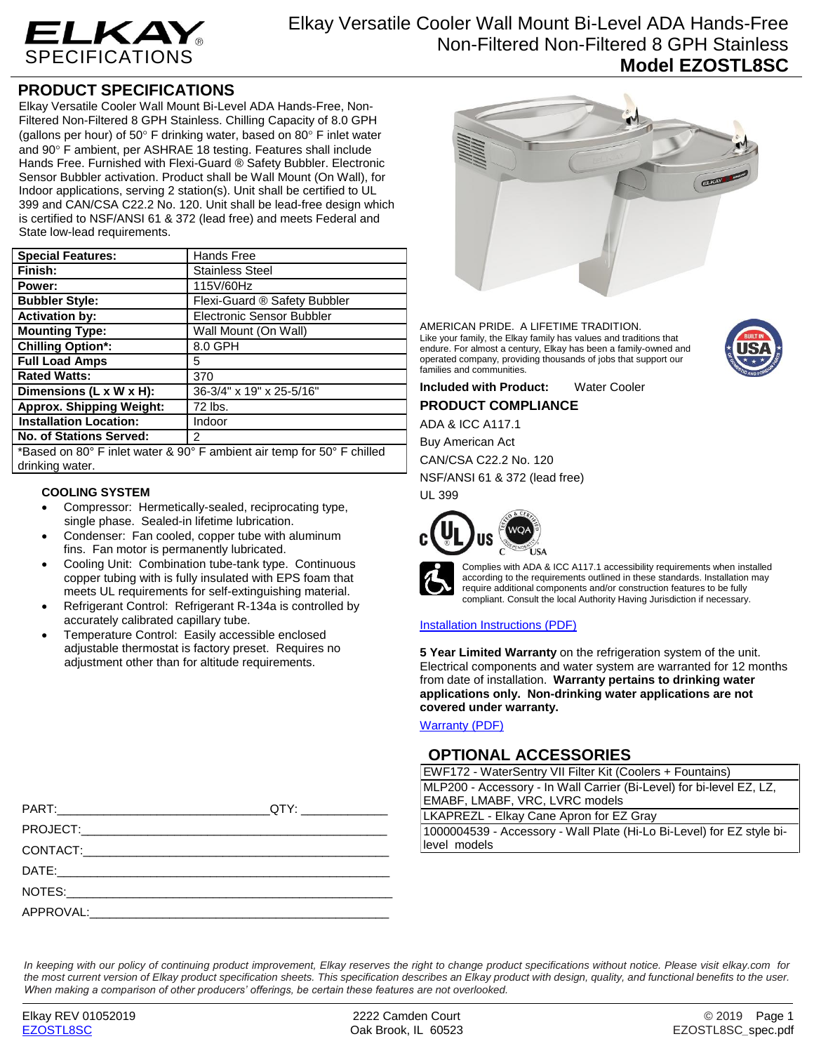# ELKAY SPECIFICATIONS

# Elkay Versatile Cooler Wall Mount Bi-Level ADA Hands-Free Non-Filtered Non-Filtered 8 GPH Stainless

## Model EZOSTL8SC

## PRODUCT SPECIFICATIONS

Elkay Versatile Cooler Wall Mount Bi-Level ADA Hands-Free, Non-Filtered Non-Filtered 8 GPH Stainless. Chilling Capacity of 8.0 GPH (gallons per hour) of 50° F drinking water, based on 80° F inlet water and 90° F ambient, per ASHRAE 18 testing. Features shall include Hands Free. Furnished with Flexi-Guard ® Safety Bubbler. Electronic Sensor Bubbler activation. Product shall be Wall Mount (On Wall), for Indoor applications, serving 2 station(s). Unit shall be certified to UL 399 and CAN/CSA C22.2 No. 120. Unit shall be lead-free design which is certified to NSF/ANSI 61 & 372 (lead free) and meets Federal and State low-lead requirements.

| | |
|---|---|
| **Special Features:** | Hands Free |
| **Finish:** | Stainless Steel |
| **Power:** | 115V/60Hz |
| **Bubbler Style:** | Flexi-Guard ® Safety Bubbler |
| **Activation by:** | Electronic Sensor Bubbler |
| **Mounting Type:** | Wall Mount (On Wall) |
| **Chilling Option*:** | 8.0 GPH |
| **Full Load Amps** | 5 |
| **Rated Watts:** | 370 |
| **Dimensions (L x W x H):** | 36-3/4" x 19" x 25-5/16" |
| **Approx. Shipping Weight:** | 72 lbs. |
| **Installation Location:** | Indoor |
| **No. of Stations Served:** | 2 |

*Based on 80° F inlet water & 90° F ambient air temp for 50° F chilled drinking water.

### COOLING SYSTEM

- Compressor: Hermetically-sealed, reciprocating type, single phase. Sealed-in lifetime lubrication.
- Condenser: Fan cooled, copper tube with aluminum fins. Fan motor is permanently lubricated.
- Cooling Unit: Combination tube-tank type. Continuous copper tubing with is fully insulated with EPS foam that meets UL requirements for self-extinguishing material.
- Refrigerant Control: Refrigerant R-134a is controlled by accurately calibrated capillary tube.
- Temperature Control: Easily accessible enclosed adjustable thermostat is factory preset. Requires no adjustment other than for altitude requirements.

PART:_______________________________QTY: ____________

PROJECT:_____________________________________________

CONTACT:_____________________________________________

DATE:________________________________________________

NOTES:_______________________________________________

APPROVAL:____________________________________________

AMERICAN PRIDE. A LIFETIME TRADITION.
Like your family, the Elkay family has values and traditions that endure. For almost a century, Elkay has been a family-owned and operated company, providing thousands of jobs that support our families and communities.

**Included with Product:** Water Cooler

### PRODUCT COMPLIANCE

ADA & ICC A117.1

Buy American Act

CAN/CSA C22.2 No. 120

NSF/ANSI 61 & 372 (lead free)

UL 399

Complies with ADA & ICC A117.1 accessibility requirements when installed according to the requirements outlined in these standards. Installation may require additional components and/or construction features to be fully compliant. Consult the local Authority Having Jurisdiction if necessary.

[Installation Instructions (PDF)]

**5 Year Limited Warranty** on the refrigeration system of the unit. Electrical components and water system are warranted for 12 months from date of installation. **Warranty pertains to drinking water applications only. Non-drinking water applications are not covered under warranty.**

[Warranty (PDF)]

## OPTIONAL ACCESSORIES

| |
|---|
| EWF172 - WaterSentry VII Filter Kit (Coolers + Fountains) |
| MLP200 - Accessory - In Wall Carrier (Bi-Level) for bi-level EZ, LZ, EMABF, LMABF, VRC, LVRC models |
| LKAPREZL - Elkay Cane Apron for EZ Gray |
| 1000004539 - Accessory - Wall Plate (Hi-Lo Bi-Level) for EZ style bi-level models |

*In keeping with our policy of continuing product improvement, Elkay reserves the right to change product specifications without notice. Please visit elkay.com for the most current version of Elkay product specification sheets. This specification describes an Elkay product with design, quality, and functional benefits to the user. When making a comparison of other producers' offerings, be certain these features are not overlooked.*

Elkay REV 01052019 | EZOSTL8SC | 2222 Camden Court, Oak Brook, IL 60523 | © 2019 | EZOSTL8SC_spec.pdf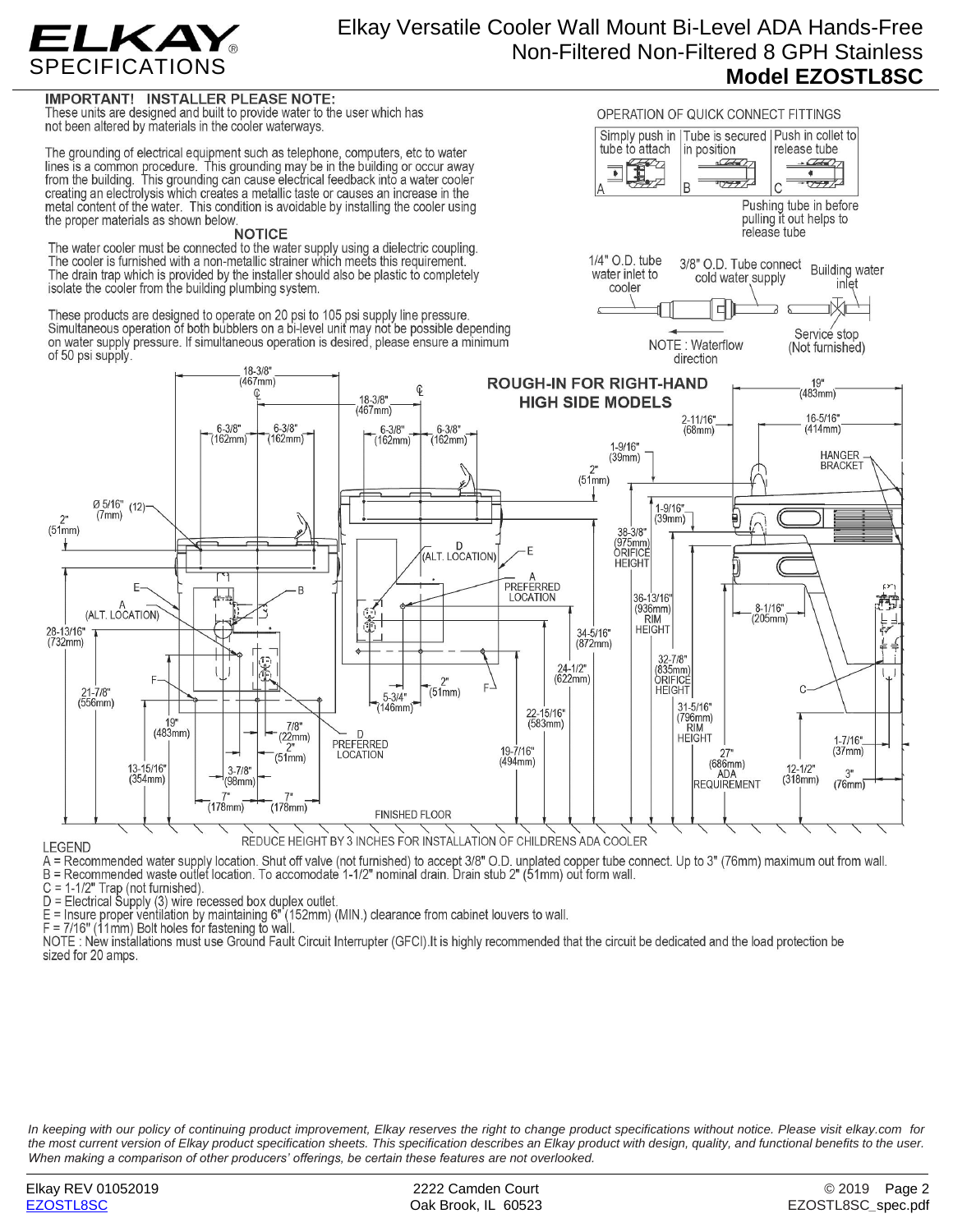# ELKAY SPECIFICATIONS

## Elkay Versatile Cooler Wall Mount Bi-Level ADA Hands-Free Non-Filtered Non-Filtered 8 GPH Stainless

## Model EZOSTL8SC

**IMPORTANT! INSTALLER PLEASE NOTE:**
These units are designed and built to provide water to the user which has not been altered by materials in the cooler waterways.

The grounding of electrical equipment such as telephone, computers, etc to water lines is a common procedure. This grounding may be in the building or occur away from the building. This grounding can cause electrical feedback into a water cooler creating an electrolysis which creates a metallic taste or causes an increase in the metal content of the water. This condition is avoidable by installing the cooler using the proper materials as shown below.

**NOTICE**

The water cooler must be connected to the water supply using a dielectric coupling. The cooler is furnished with a non-metallic strainer which meets this requirement. The drain trap which is provided by the installer should also be plastic to completely isolate the cooler from the building plumbing system.

These products are designed to operate on 20 psi to 105 psi supply line pressure. Simultaneous operation of both bubblers on a bi-level unit may not be possible depending on water supply pressure. If simultaneous operation is desired, please ensure a minimum of 50 psi supply.

OPERATION OF QUICK CONNECT FITTINGS

A: Simply push in tube to attach
B: Tube is secured in position
C: Push in collet to release tube

Pushing tube in before pulling it out helps to release tube

1/4" O.D. tube water inlet to cooler
3/8" O.D. Tube connect cold water supply
Building water inlet
NOTE : Waterflow direction
Service stop (Not furnished)

**ROUGH-IN FOR RIGHT-HAND HIGH SIDE MODELS**

18-3/8" (467mm)
18-3/8" (467mm)
6-3/8" (162mm)
6-3/8" (162mm)
6-3/8" (162mm)
6-3/8" (162mm)
Ø 5/16" (7mm) (12)
2" (51mm)
28-13/16" (732mm)
21-7/8" (556mm)
19" (483mm)
13-15/16" (354mm)
7/8" (22mm)
2" (51mm)
3-7/8" (98mm)
7" (178mm)
7" (178mm)
A (ALT. LOCATION)
D (ALT. LOCATION)
A PREFERRED LOCATION
D PREFERRED LOCATION
5-3/4" (146mm)
2" (51mm)
34-5/16" (872mm)
24-1/2" (622mm)
22-15/16" (583mm)
19-7/16" (494mm)
2" (51mm)
1-9/16" (39mm)
1-9/16" (39mm)
2-11/16" (68mm)
38-3/8" (975mm) ORIFICE HEIGHT
36-13/16" (936mm) RIM HEIGHT
32-7/8" (835mm) ORIFICE HEIGHT
31-5/16" (796mm) RIM HEIGHT
27" (686mm) ADA REQUIREMENT
19" (483mm)
16-5/16" (414mm)
HANGER BRACKET
8-1/16" (205mm)
1-7/16" (37mm)
12-1/2" (318mm)
3" (76mm)
FINISHED FLOOR

REDUCE HEIGHT BY 3 INCHES FOR INSTALLATION OF CHILDRENS ADA COOLER

LEGEND
A = Recommended water supply location. Shut off valve (not furnished) to accept 3/8" O.D. unplated copper tube connect. Up to 3" (76mm) maximum out from wall.
B = Recommended waste outlet location. To accomodate 1-1/2" nominal drain. Drain stub 2" (51mm) out form wall.
C = 1-1/2" Trap (not furnished).
D = Electrical Supply (3) wire recessed box duplex outlet.
E = Insure proper ventilation by maintaining 6" (152mm) (MIN.) clearance from cabinet louvers to wall.
F = 7/16" (11mm) Bolt holes for fastening to wall.
NOTE : New installations must use Ground Fault Circuit Interrupter (GFCI).It is highly recommended that the circuit be dedicated and the load protection be sized for 20 amps.

*In keeping with our policy of continuing product improvement, Elkay reserves the right to change product specifications without notice. Please visit elkay.com for the most current version of Elkay product specification sheets. This specification describes an Elkay product with design, quality, and functional benefits to the user. When making a comparison of other producers' offerings, be certain these features are not overlooked.*

Elkay REV 01052019
EZOSTL8SC
2222 Camden Court
Oak Brook, IL 60523
© 2019
EZOSTL8SC_spec.pdf